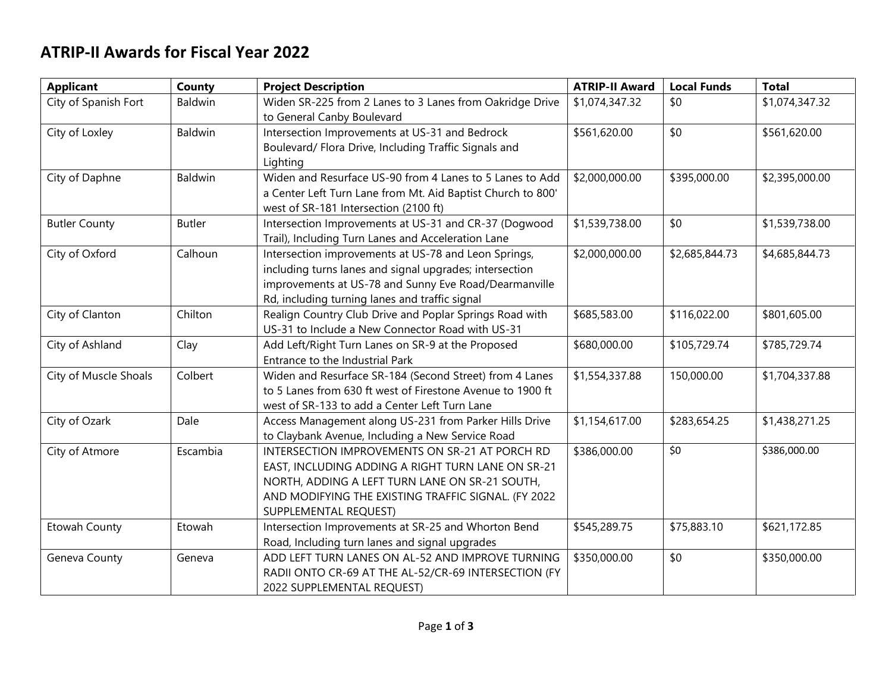# ATRIP-II Awards for Fiscal Year 2022

| Applicant | County | Project Description | ATRIP-II Award | Local Funds | Total |
|---|---|---|---|---|---|
| City of Spanish Fort | Baldwin | Widen SR-225 from 2 Lanes to 3 Lanes from Oakridge Drive to General Canby Boulevard | $1,074,347.32 | $0 | $1,074,347.32 |
| City of Loxley | Baldwin | Intersection Improvements at US-31 and Bedrock Boulevard/ Flora Drive, Including Traffic Signals and Lighting | $561,620.00 | $0 | $561,620.00 |
| City of Daphne | Baldwin | Widen and Resurface US-90 from 4 Lanes to 5 Lanes to Add a Center Left Turn Lane from Mt. Aid Baptist Church to 800' west of SR-181 Intersection (2100 ft) | $2,000,000.00 | $395,000.00 | $2,395,000.00 |
| Butler County | Butler | Intersection Improvements at US-31 and CR-37 (Dogwood Trail), Including Turn Lanes and Acceleration Lane | $1,539,738.00 | $0 | $1,539,738.00 |
| City of Oxford | Calhoun | Intersection improvements at US-78 and Leon Springs, including turns lanes and signal upgrades; intersection improvements at US-78 and Sunny Eve Road/Dearmanville Rd, including turning lanes and traffic signal | $2,000,000.00 | $2,685,844.73 | $4,685,844.73 |
| City of Clanton | Chilton | Realign Country Club Drive and Poplar Springs Road with US-31 to Include a New Connector Road with US-31 | $685,583.00 | $116,022.00 | $801,605.00 |
| City of Ashland | Clay | Add Left/Right Turn Lanes on SR-9 at the Proposed Entrance to the Industrial Park | $680,000.00 | $105,729.74 | $785,729.74 |
| City of Muscle Shoals | Colbert | Widen and Resurface SR-184 (Second Street) from 4 Lanes to 5 Lanes from 630 ft west of Firestone Avenue to 1900 ft west of SR-133 to add a Center Left Turn Lane | $1,554,337.88 | 150,000.00 | $1,704,337.88 |
| City of Ozark | Dale | Access Management along US-231 from Parker Hills Drive to Claybank Avenue, Including a New Service Road | $1,154,617.00 | $283,654.25 | $1,438,271.25 |
| City of Atmore | Escambia | INTERSECTION IMPROVEMENTS ON SR-21 AT PORCH RD EAST, INCLUDING ADDING A RIGHT TURN LANE ON SR-21 NORTH, ADDING A LEFT TURN LANE ON SR-21 SOUTH, AND MODIFYING THE EXISTING TRAFFIC SIGNAL. (FY 2022 SUPPLEMENTAL REQUEST) | $386,000.00 | $0 | $386,000.00 |
| Etowah County | Etowah | Intersection Improvements at SR-25 and Whorton Bend Road, Including turn lanes and signal upgrades | $545,289.75 | $75,883.10 | $621,172.85 |
| Geneva County | Geneva | ADD LEFT TURN LANES ON AL-52 AND IMPROVE TURNING RADII ONTO CR-69 AT THE AL-52/CR-69 INTERSECTION (FY 2022 SUPPLEMENTAL REQUEST) | $350,000.00 | $0 | $350,000.00 |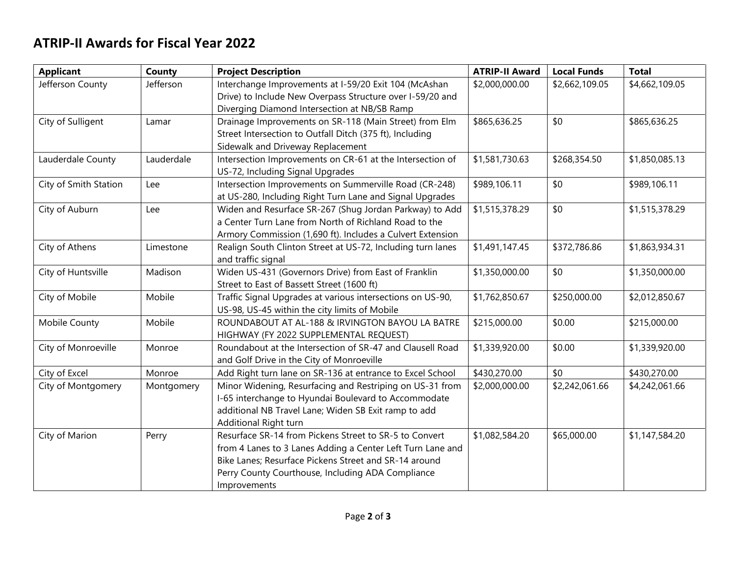## ATRIP-II Awards for Fiscal Year 2022

| Applicant | County | Project Description | ATRIP-II Award | Local Funds | Total |
|---|---|---|---|---|---|
| Jefferson County | Jefferson | Interchange Improvements at I-59/20 Exit 104 (McAshan Drive) to Include New Overpass Structure over I-59/20 and Diverging Diamond Intersection at NB/SB Ramp | $2,000,000.00 | $2,662,109.05 | $4,662,109.05 |
| City of Sulligent | Lamar | Drainage Improvements on SR-118 (Main Street) from Elm Street Intersection to Outfall Ditch (375 ft), Including Sidewalk and Driveway Replacement | $865,636.25 | $0 | $865,636.25 |
| Lauderdale County | Lauderdale | Intersection Improvements on CR-61 at the Intersection of US-72, Including Signal Upgrades | $1,581,730.63 | $268,354.50 | $1,850,085.13 |
| City of Smith Station | Lee | Intersection Improvements on Summerville Road (CR-248) at US-280, Including Right Turn Lane and Signal Upgrades | $989,106.11 | $0 | $989,106.11 |
| City of Auburn | Lee | Widen and Resurface SR-267 (Shug Jordan Parkway) to Add a Center Turn Lane from North of Richland Road to the Armory Commission (1,690 ft). Includes a Culvert Extension | $1,515,378.29 | $0 | $1,515,378.29 |
| City of Athens | Limestone | Realign South Clinton Street at US-72, Including turn lanes and traffic signal | $1,491,147.45 | $372,786.86 | $1,863,934.31 |
| City of Huntsville | Madison | Widen US-431 (Governors Drive) from East of Franklin Street to East of Bassett Street (1600 ft) | $1,350,000.00 | $0 | $1,350,000.00 |
| City of Mobile | Mobile | Traffic Signal Upgrades at various intersections on US-90, US-98, US-45 within the city limits of Mobile | $1,762,850.67 | $250,000.00 | $2,012,850.67 |
| Mobile County | Mobile | ROUNDABOUT AT AL-188 & IRVINGTON BAYOU LA BATRE HIGHWAY (FY 2022 SUPPLEMENTAL REQUEST) | $215,000.00 | $0.00 | $215,000.00 |
| City of Monroeville | Monroe | Roundabout at the Intersection of SR-47 and Clausell Road and Golf Drive in the City of Monroeville | $1,339,920.00 | $0.00 | $1,339,920.00 |
| City of Excel | Monroe | Add Right turn lane on SR-136 at entrance to Excel School | $430,270.00 | $0 | $430,270.00 |
| City of Montgomery | Montgomery | Minor Widening, Resurfacing and Restriping on US-31 from I-65 interchange to Hyundai Boulevard to Accommodate additional NB Travel Lane; Widen SB Exit ramp to add Additional Right turn | $2,000,000.00 | $2,242,061.66 | $4,242,061.66 |
| City of Marion | Perry | Resurface SR-14 from Pickens Street to SR-5 to Convert from 4 Lanes to 3 Lanes Adding a Center Left Turn Lane and Bike Lanes; Resurface Pickens Street and SR-14 around Perry County Courthouse, Including ADA Compliance Improvements | $1,082,584.20 | $65,000.00 | $1,147,584.20 |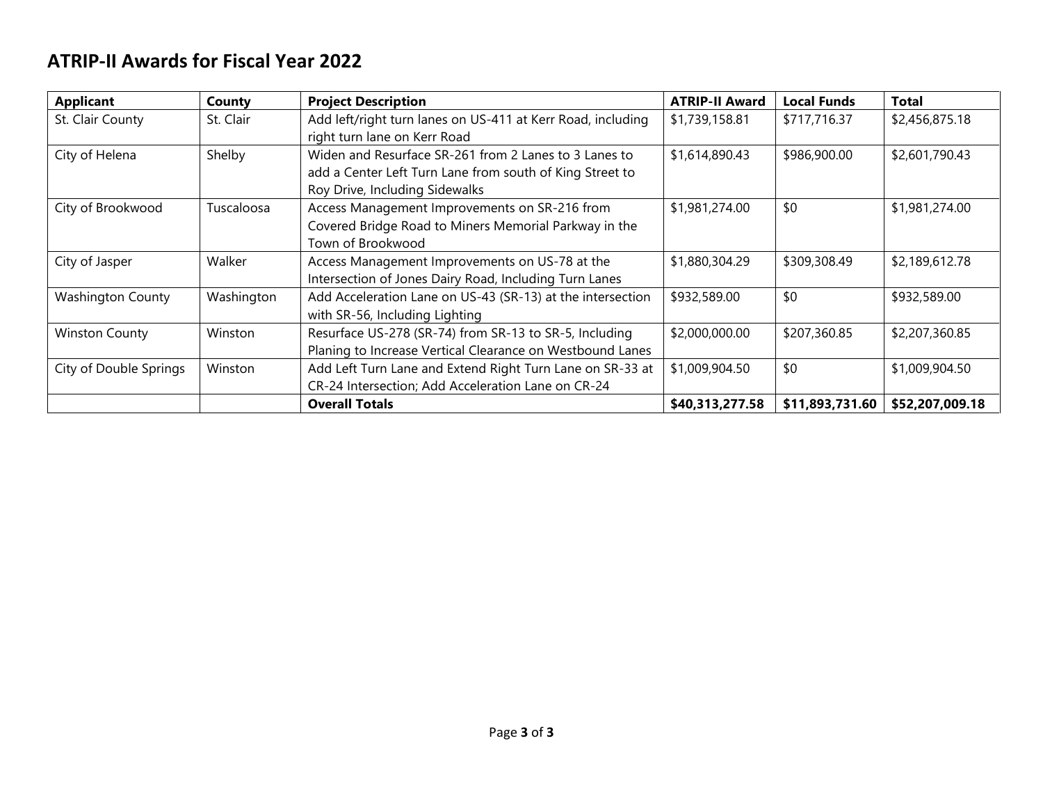# ATRIP-II Awards for Fiscal Year 2022

| Applicant | County | Project Description | ATRIP-II Award | Local Funds | Total |
|---|---|---|---|---|---|
| St. Clair County | St. Clair | Add left/right turn lanes on US-411 at Kerr Road, including right turn lane on Kerr Road | $1,739,158.81 | $717,716.37 | $2,456,875.18 |
| City of Helena | Shelby | Widen and Resurface SR-261 from 2 Lanes to 3 Lanes to add a Center Left Turn Lane from south of King Street to Roy Drive, Including Sidewalks | $1,614,890.43 | $986,900.00 | $2,601,790.43 |
| City of Brookwood | Tuscaloosa | Access Management Improvements on SR-216 from Covered Bridge Road to Miners Memorial Parkway in the Town of Brookwood | $1,981,274.00 | $0 | $1,981,274.00 |
| City of Jasper | Walker | Access Management Improvements on US-78 at the Intersection of Jones Dairy Road, Including Turn Lanes | $1,880,304.29 | $309,308.49 | $2,189,612.78 |
| Washington County | Washington | Add Acceleration Lane on US-43 (SR-13) at the intersection with SR-56, Including Lighting | $932,589.00 | $0 | $932,589.00 |
| Winston County | Winston | Resurface US-278 (SR-74) from SR-13 to SR-5, Including Planing to Increase Vertical Clearance on Westbound Lanes | $2,000,000.00 | $207,360.85 | $2,207,360.85 |
| City of Double Springs | Winston | Add Left Turn Lane and Extend Right Turn Lane on SR-33 at CR-24 Intersection; Add Acceleration Lane on CR-24 | $1,009,904.50 | $0 | $1,009,904.50 |
| | | **Overall Totals** | **$40,313,277.58** | **$11,893,731.60** | **$52,207,009.18** |